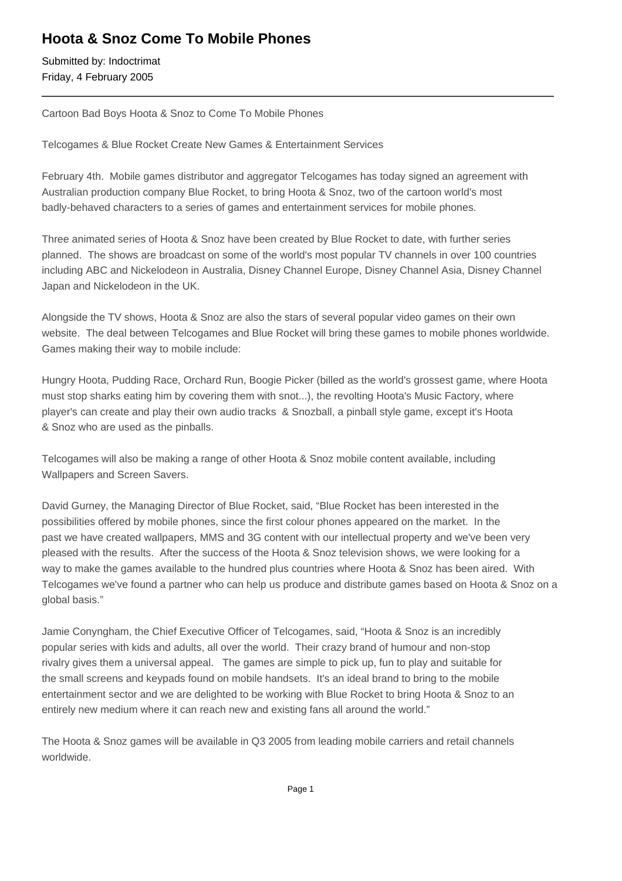# Hoota & Snoz Come To Mobile Phones

Submitted by: Indoctrimat
Friday, 4 February 2005

---

Cartoon Bad Boys Hoota & Snoz to Come To Mobile Phones

Telcogames & Blue Rocket Create New Games & Entertainment Services

February 4th. Mobile games distributor and aggregator Telcogames has today signed an agreement with Australian production company Blue Rocket, to bring Hoota & Snoz, two of the cartoon world's most badly-behaved characters to a series of games and entertainment services for mobile phones.

Three animated series of Hoota & Snoz have been created by Blue Rocket to date, with further series planned. The shows are broadcast on some of the world's most popular TV channels in over 100 countries including ABC and Nickelodeon in Australia, Disney Channel Europe, Disney Channel Asia, Disney Channel Japan and Nickelodeon in the UK.

Alongside the TV shows, Hoota & Snoz are also the stars of several popular video games on their own website. The deal between Telcogames and Blue Rocket will bring these games to mobile phones worldwide. Games making their way to mobile include:

Hungry Hoota, Pudding Race, Orchard Run, Boogie Picker (billed as the world's grossest game, where Hoota must stop sharks eating him by covering them with snot...), the revolting Hoota's Music Factory, where player's can create and play their own audio tracks & Snozball, a pinball style game, except it's Hoota & Snoz who are used as the pinballs.

Telcogames will also be making a range of other Hoota & Snoz mobile content available, including Wallpapers and Screen Savers.

David Gurney, the Managing Director of Blue Rocket, said, "Blue Rocket has been interested in the possibilities offered by mobile phones, since the first colour phones appeared on the market. In the past we have created wallpapers, MMS and 3G content with our intellectual property and we've been very pleased with the results. After the success of the Hoota & Snoz television shows, we were looking for a way to make the games available to the hundred plus countries where Hoota & Snoz has been aired. With Telcogames we've found a partner who can help us produce and distribute games based on Hoota & Snoz on a global basis."

Jamie Conyngham, the Chief Executive Officer of Telcogames, said, "Hoota & Snoz is an incredibly popular series with kids and adults, all over the world. Their crazy brand of humour and non-stop rivalry gives them a universal appeal. The games are simple to pick up, fun to play and suitable for the small screens and keypads found on mobile handsets. It's an ideal brand to bring to the mobile entertainment sector and we are delighted to be working with Blue Rocket to bring Hoota & Snoz to an entirely new medium where it can reach new and existing fans all around the world."

The Hoota & Snoz games will be available in Q3 2005 from leading mobile carriers and retail channels worldwide.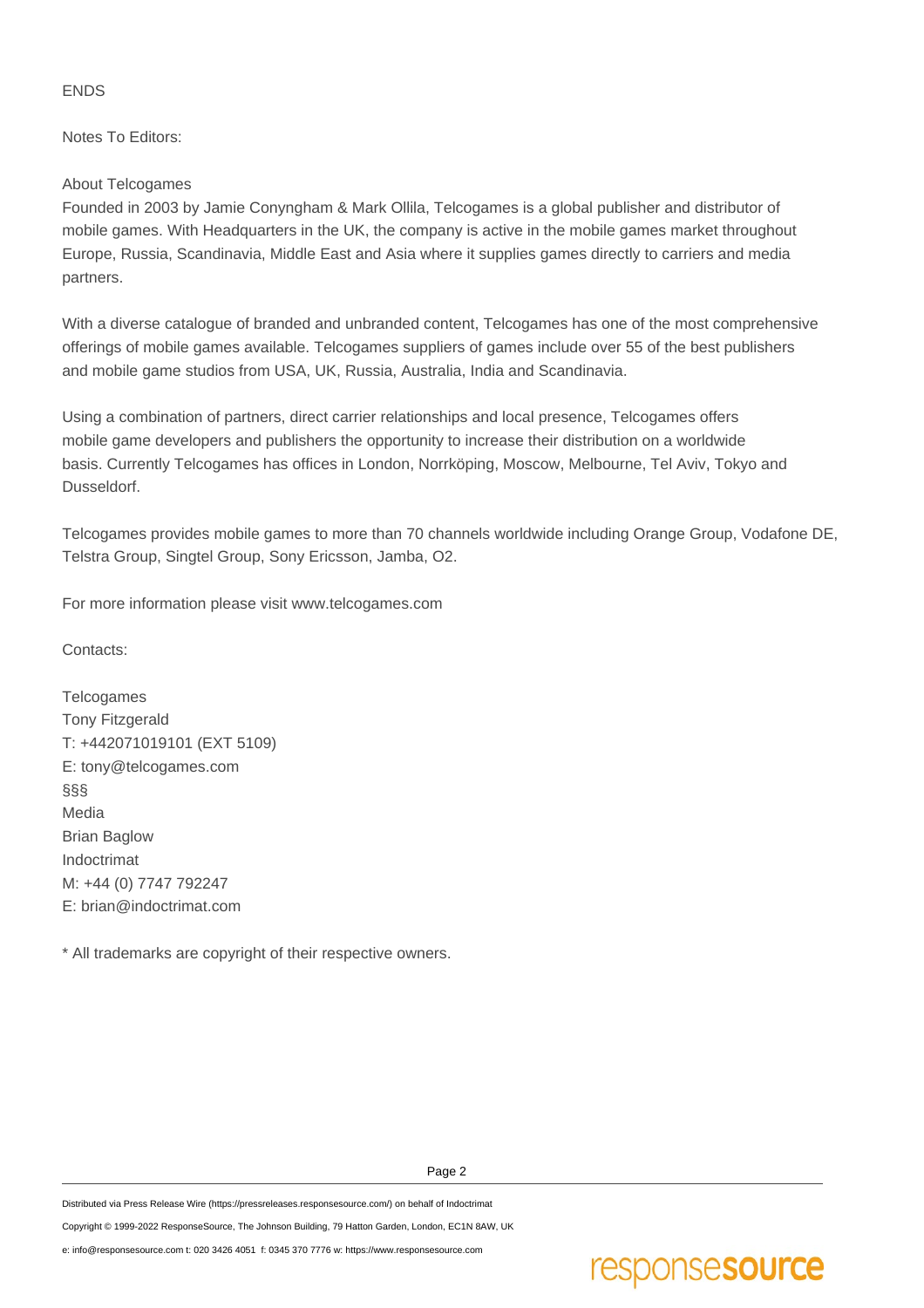ENDS

Notes To Editors:

About Telcogames

Founded in 2003 by Jamie Conyngham & Mark Ollila, Telcogames is a global publisher and distributor of mobile games. With Headquarters in the UK, the company is active in the mobile games market throughout Europe, Russia, Scandinavia, Middle East and Asia where it supplies games directly to carriers and media partners.

With a diverse catalogue of branded and unbranded content, Telcogames has one of the most comprehensive offerings of mobile games available. Telcogames suppliers of games include over 55 of the best publishers and mobile game studios from USA, UK, Russia, Australia, India and Scandinavia.

Using a combination of partners, direct carrier relationships and local presence, Telcogames offers mobile game developers and publishers the opportunity to increase their distribution on a worldwide basis. Currently Telcogames has offices in London, Norrköping, Moscow, Melbourne, Tel Aviv, Tokyo and Dusseldorf.

Telcogames provides mobile games to more than 70 channels worldwide including Orange Group, Vodafone DE, Telstra Group, Singtel Group, Sony Ericsson, Jamba, O2.

For more information please visit www.telcogames.com

Contacts:

Telcogames
Tony Fitzgerald
T: +442071019101 (EXT 5109)
E: tony@telcogames.com
§§§
Media
Brian Baglow
Indoctrimat
M: +44 (0) 7747 792247
E: brian@indoctrimat.com

* All trademarks are copyright of their respective owners.

Distributed via Press Release Wire (https://pressreleases.responsesource.com/) on behalf of Indoctrimat

Copyright © 1999-2022 ResponseSource, The Johnson Building, 79 Hatton Garden, London, EC1N 8AW, UK

e: info@responsesource.com t: 020 3426 4051 f: 0345 370 7776 w: https://www.responsesource.com